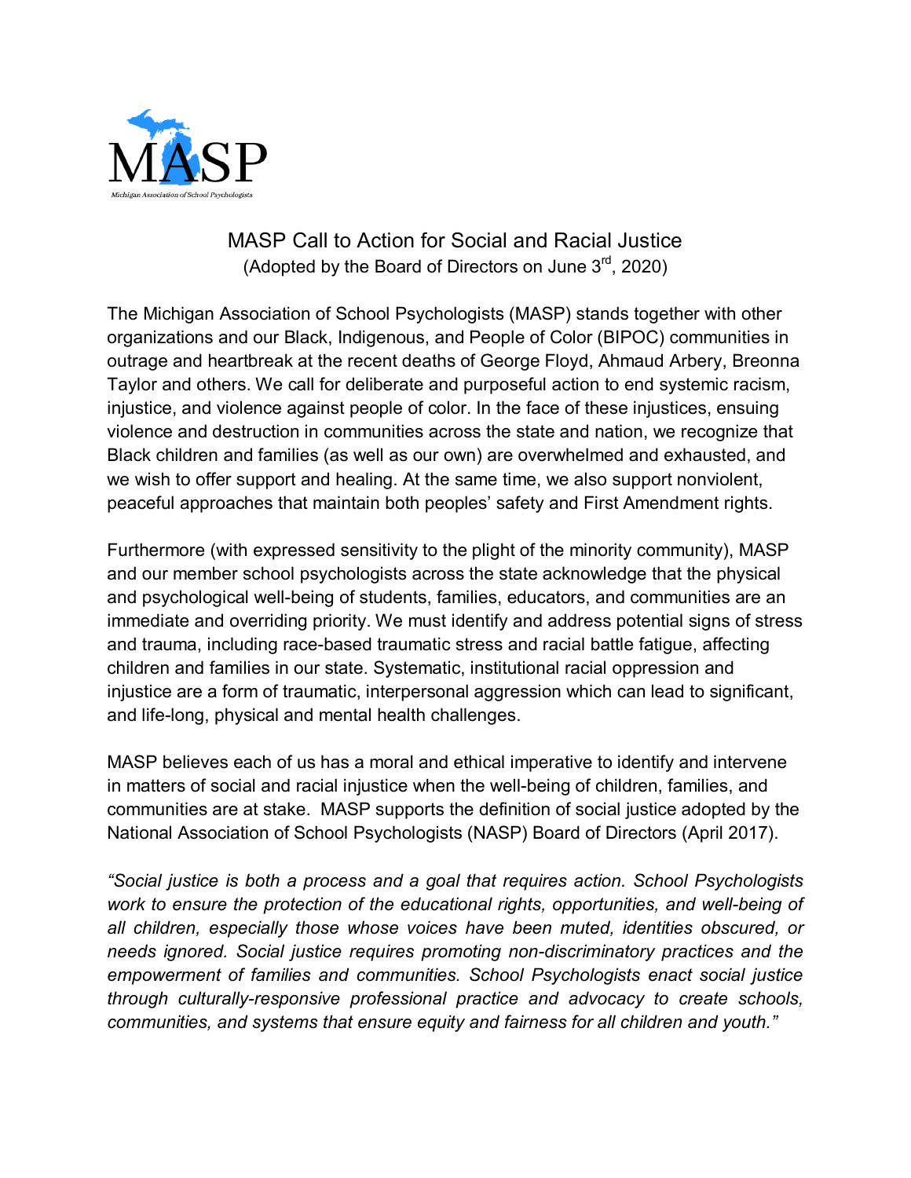MASP

Michigan Association of School Psychologists

# MASP Call to Action for Social and Racial Justice

(Adopted by the Board of Directors on June 3rd, 2020)

The Michigan Association of School Psychologists (MASP) stands together with other organizations and our Black, Indigenous, and People of Color (BIPOC) communities in outrage and heartbreak at the recent deaths of George Floyd, Ahmaud Arbery, Breonna Taylor and others. We call for deliberate and purposeful action to end systemic racism, injustice, and violence against people of color. In the face of these injustices, ensuing violence and destruction in communities across the state and nation, we recognize that Black children and families (as well as our own) are overwhelmed and exhausted, and we wish to offer support and healing. At the same time, we also support nonviolent, peaceful approaches that maintain both peoples' safety and First Amendment rights.

Furthermore (with expressed sensitivity to the plight of the minority community), MASP and our member school psychologists across the state acknowledge that the physical and psychological well-being of students, families, educators, and communities are an immediate and overriding priority. We must identify and address potential signs of stress and trauma, including race-based traumatic stress and racial battle fatigue, affecting children and families in our state. Systematic, institutional racial oppression and injustice are a form of traumatic, interpersonal aggression which can lead to significant, and life-long, physical and mental health challenges.

MASP believes each of us has a moral and ethical imperative to identify and intervene in matters of social and racial injustice when the well-being of children, families, and communities are at stake. MASP supports the definition of social justice adopted by the National Association of School Psychologists (NASP) Board of Directors (April 2017).

*"Social justice is both a process and a goal that requires action. School Psychologists work to ensure the protection of the educational rights, opportunities, and well-being of all children, especially those whose voices have been muted, identities obscured, or needs ignored. Social justice requires promoting non-discriminatory practices and the empowerment of families and communities. School Psychologists enact social justice through culturally-responsive professional practice and advocacy to create schools, communities, and systems that ensure equity and fairness for all children and youth."*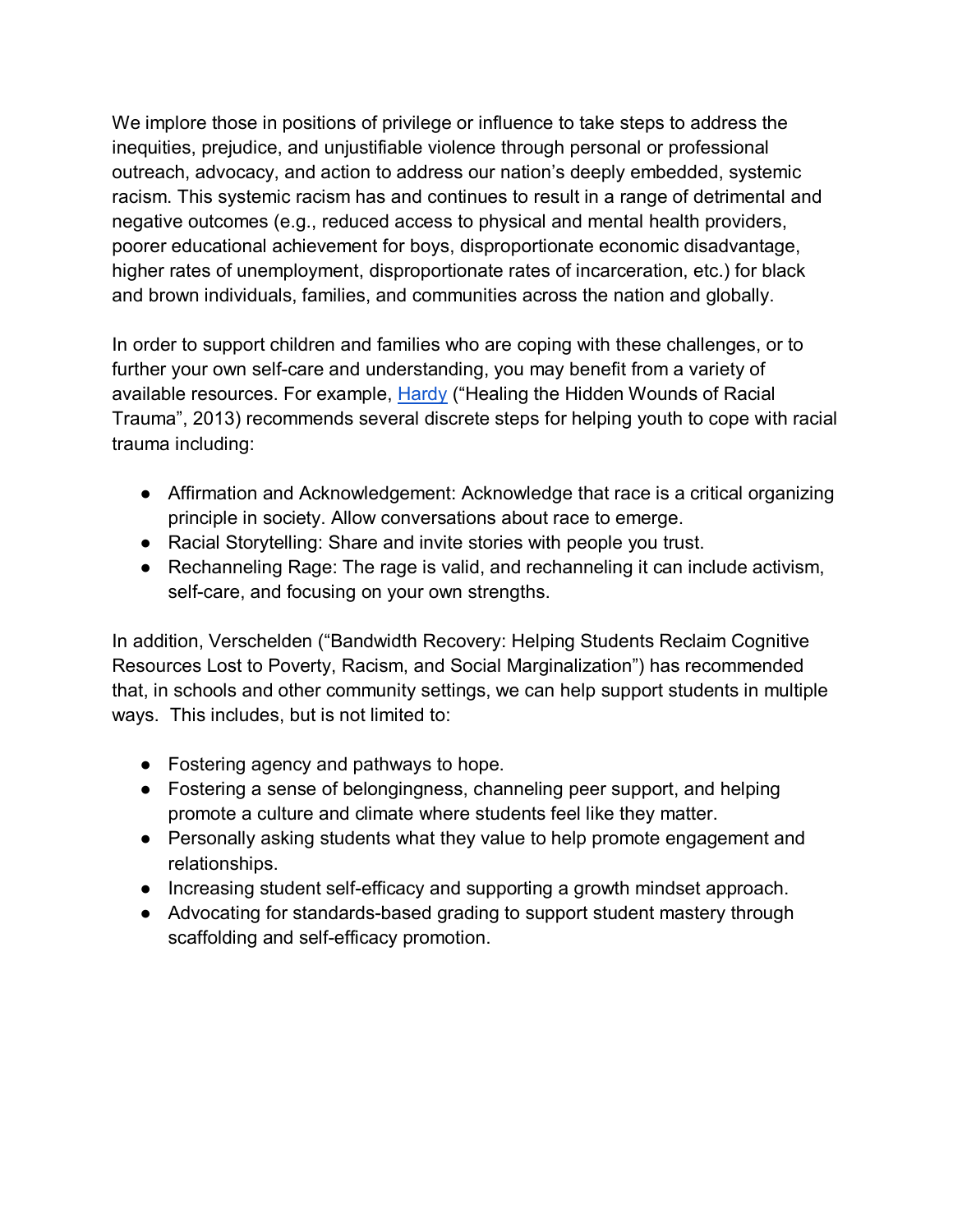We implore those in positions of privilege or influence to take steps to address the inequities, prejudice, and unjustifiable violence through personal or professional outreach, advocacy, and action to address our nation's deeply embedded, systemic racism. This systemic racism has and continues to result in a range of detrimental and negative outcomes (e.g., reduced access to physical and mental health providers, poorer educational achievement for boys, disproportionate economic disadvantage, higher rates of unemployment, disproportionate rates of incarceration, etc.) for black and brown individuals, families, and communities across the nation and globally.

In order to support children and families who are coping with these challenges, or to further your own self-care and understanding, you may benefit from a variety of available resources. For example, Hardy ("Healing the Hidden Wounds of Racial Trauma", 2013) recommends several discrete steps for helping youth to cope with racial trauma including:

- Affirmation and Acknowledgement: Acknowledge that race is a critical organizing principle in society. Allow conversations about race to emerge.
- Racial Storytelling: Share and invite stories with people you trust.
- Rechanneling Rage: The rage is valid, and rechanneling it can include activism, self-care, and focusing on your own strengths.

In addition, Verschelden ("Bandwidth Recovery: Helping Students Reclaim Cognitive Resources Lost to Poverty, Racism, and Social Marginalization") has recommended that, in schools and other community settings, we can help support students in multiple ways. This includes, but is not limited to:

- Fostering agency and pathways to hope.
- Fostering a sense of belongingness, channeling peer support, and helping promote a culture and climate where students feel like they matter.
- Personally asking students what they value to help promote engagement and relationships.
- Increasing student self-efficacy and supporting a growth mindset approach.
- Advocating for standards-based grading to support student mastery through scaffolding and self-efficacy promotion.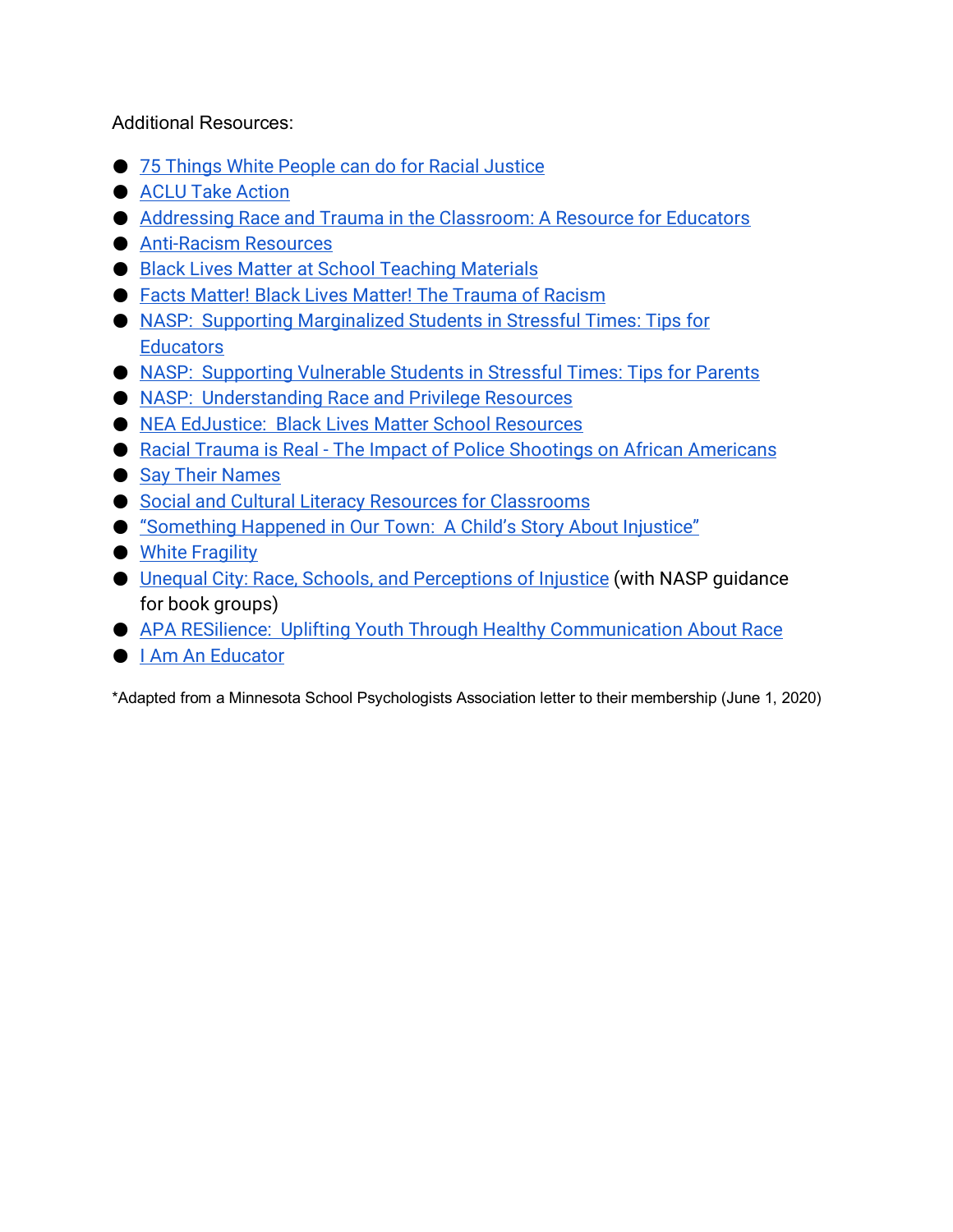Additional Resources:

- 75 Things White People can do for Racial Justice
- ACLU Take Action
- Addressing Race and Trauma in the Classroom: A Resource for Educators
- Anti-Racism Resources
- Black Lives Matter at School Teaching Materials
- Facts Matter! Black Lives Matter! The Trauma of Racism
- NASP: Supporting Marginalized Students in Stressful Times: Tips for Educators
- NASP: Supporting Vulnerable Students in Stressful Times: Tips for Parents
- NASP: Understanding Race and Privilege Resources
- NEA EdJustice: Black Lives Matter School Resources
- Racial Trauma is Real - The Impact of Police Shootings on African Americans
- Say Their Names
- Social and Cultural Literacy Resources for Classrooms
- "Something Happened in Our Town: A Child's Story About Injustice"
- White Fragility
- Unequal City: Race, Schools, and Perceptions of Injustice (with NASP guidance for book groups)
- APA RESilience: Uplifting Youth Through Healthy Communication About Race
- I Am An Educator

*Adapted from a Minnesota School Psychologists Association letter to their membership (June 1, 2020)